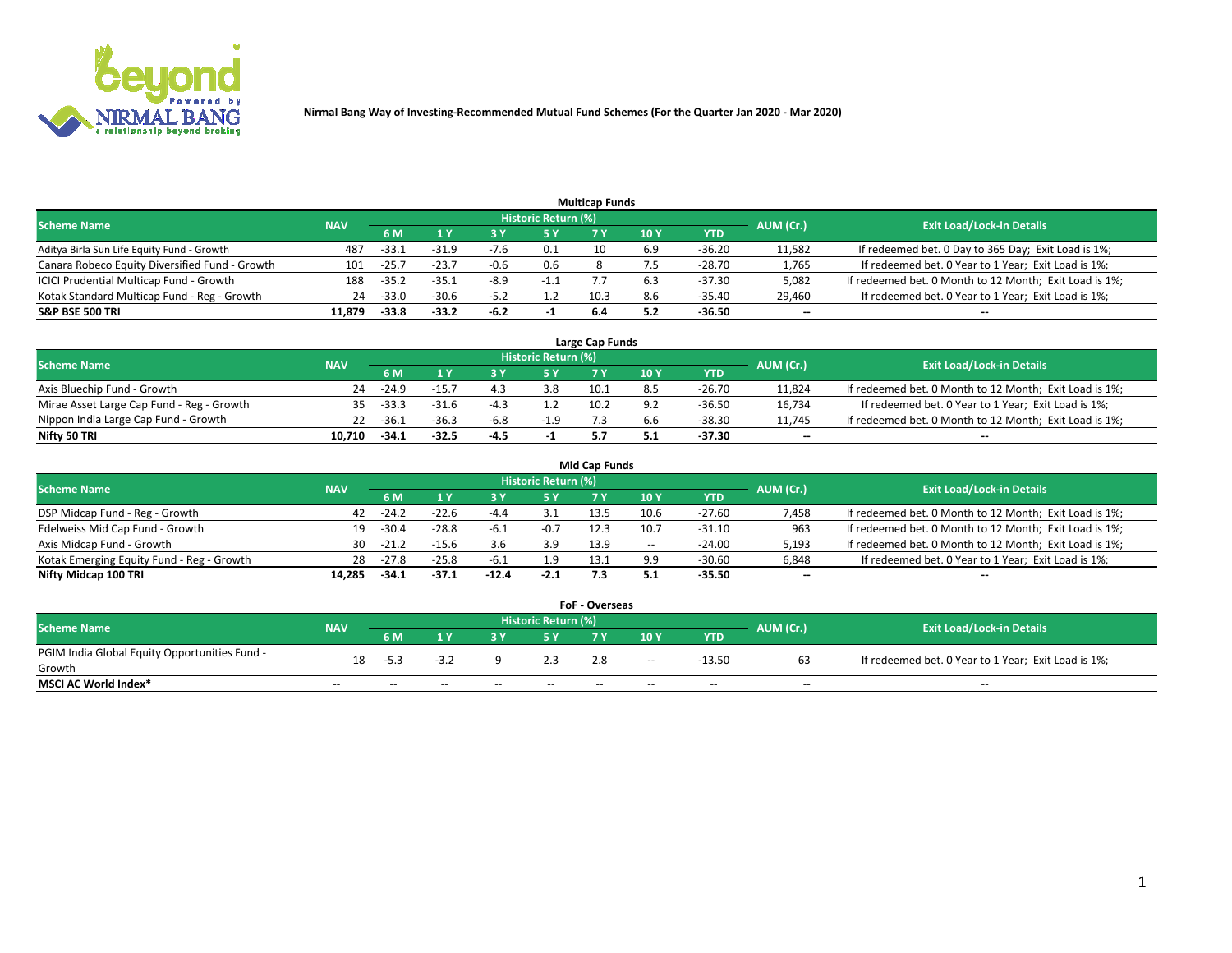Nirmal Bang Way of Investing-Recommended Mutual Fund Schemes (For the Quarter Jan 2020 - Mar 2020)

## Multicap Funds

| Scheme Name | NAV | Historic Return (%) | | | | | | | AUM (Cr.) | Exit Load/Lock-in Details |
|---|---|---|---|---|---|---|---|---|---|---|
| | | 6 M | 1 Y | 3 Y | 5 Y | 7 Y | 10 Y | YTD | | |
| Aditya Birla Sun Life Equity Fund - Growth | 487 | -33.1 | -31.9 | -7.6 | 0.1 | 10 | 6.9 | -36.20 | 11,582 | If redeemed bet. 0 Day to 365 Day; Exit Load is 1%; |
| Canara Robeco Equity Diversified Fund - Growth | 101 | -25.7 | -23.7 | -0.6 | 0.6 | 8 | 7.5 | -28.70 | 1,765 | If redeemed bet. 0 Year to 1 Year; Exit Load is 1%; |
| ICICI Prudential Multicap Fund - Growth | 188 | -35.2 | -35.1 | -8.9 | -1.1 | 7.7 | 6.3 | -37.30 | 5,082 | If redeemed bet. 0 Month to 12 Month; Exit Load is 1%; |
| Kotak Standard Multicap Fund - Reg - Growth | 24 | -33.0 | -30.6 | -5.2 | 1.2 | 10.3 | 8.6 | -35.40 | 29,460 | If redeemed bet. 0 Year to 1 Year; Exit Load is 1%; |
| **S&P BSE 500 TRI** | **11,879** | **-33.8** | **-33.2** | **-6.2** | **-1** | **6.4** | **5.2** | **-36.50** | **--** | **--** |

## Large Cap Funds

| Scheme Name | NAV | Historic Return (%) | | | | | | | AUM (Cr.) | Exit Load/Lock-in Details |
|---|---|---|---|---|---|---|---|---|---|---|
| | | 6 M | 1 Y | 3 Y | 5 Y | 7 Y | 10 Y | YTD | | |
| Axis Bluechip Fund - Growth | 24 | -24.9 | -15.7 | 4.3 | 3.8 | 10.1 | 8.5 | -26.70 | 11,824 | If redeemed bet. 0 Month to 12 Month; Exit Load is 1%; |
| Mirae Asset Large Cap Fund - Reg - Growth | 35 | -33.3 | -31.6 | -4.3 | 1.2 | 10.2 | 9.2 | -36.50 | 16,734 | If redeemed bet. 0 Year to 1 Year; Exit Load is 1%; |
| Nippon India Large Cap Fund - Growth | 22 | -36.1 | -36.3 | -6.8 | -1.9 | 7.3 | 6.6 | -38.30 | 11,745 | If redeemed bet. 0 Month to 12 Month; Exit Load is 1%; |
| **Nifty 50 TRI** | **10,710** | **-34.1** | **-32.5** | **-4.5** | **-1** | **5.7** | **5.1** | **-37.30** | **--** | **--** |

## Mid Cap Funds

| Scheme Name | NAV | Historic Return (%) | | | | | | | AUM (Cr.) | Exit Load/Lock-in Details |
|---|---|---|---|---|---|---|---|---|---|---|
| | | 6 M | 1 Y | 3 Y | 5 Y | 7 Y | 10 Y | YTD | | |
| DSP Midcap Fund - Reg - Growth | 42 | -24.2 | -22.6 | -4.4 | 3.1 | 13.5 | 10.6 | -27.60 | 7,458 | If redeemed bet. 0 Month to 12 Month; Exit Load is 1%; |
| Edelweiss Mid Cap Fund - Growth | 19 | -30.4 | -28.8 | -6.1 | -0.7 | 12.3 | 10.7 | -31.10 | 963 | If redeemed bet. 0 Month to 12 Month; Exit Load is 1%; |
| Axis Midcap Fund - Growth | 30 | -21.2 | -15.6 | 3.6 | 3.9 | 13.9 | -- | -24.00 | 5,193 | If redeemed bet. 0 Month to 12 Month; Exit Load is 1%; |
| Kotak Emerging Equity Fund - Reg - Growth | 28 | -27.8 | -25.8 | -6.1 | 1.9 | 13.1 | 9.9 | -30.60 | 6,848 | If redeemed bet. 0 Year to 1 Year; Exit Load is 1%; |
| **Nifty Midcap 100 TRI** | **14,285** | **-34.1** | **-37.1** | **-12.4** | **-2.1** | **7.3** | **5.1** | **-35.50** | **--** | **--** |

## FoF - Overseas

| Scheme Name | NAV | Historic Return (%) | | | | | | | AUM (Cr.) | Exit Load/Lock-in Details |
|---|---|---|---|---|---|---|---|---|---|---|
| | | 6 M | 1 Y | 3 Y | 5 Y | 7 Y | 10 Y | YTD | | |
| PGIM India Global Equity Opportunities Fund - Growth | 18 | -5.3 | -3.2 | 9 | 2.3 | 2.8 | -- | -13.50 | 63 | If redeemed bet. 0 Year to 1 Year; Exit Load is 1%; |
| **MSCI AC World Index*** | -- | -- | -- | -- | -- | -- | -- | -- | -- | -- |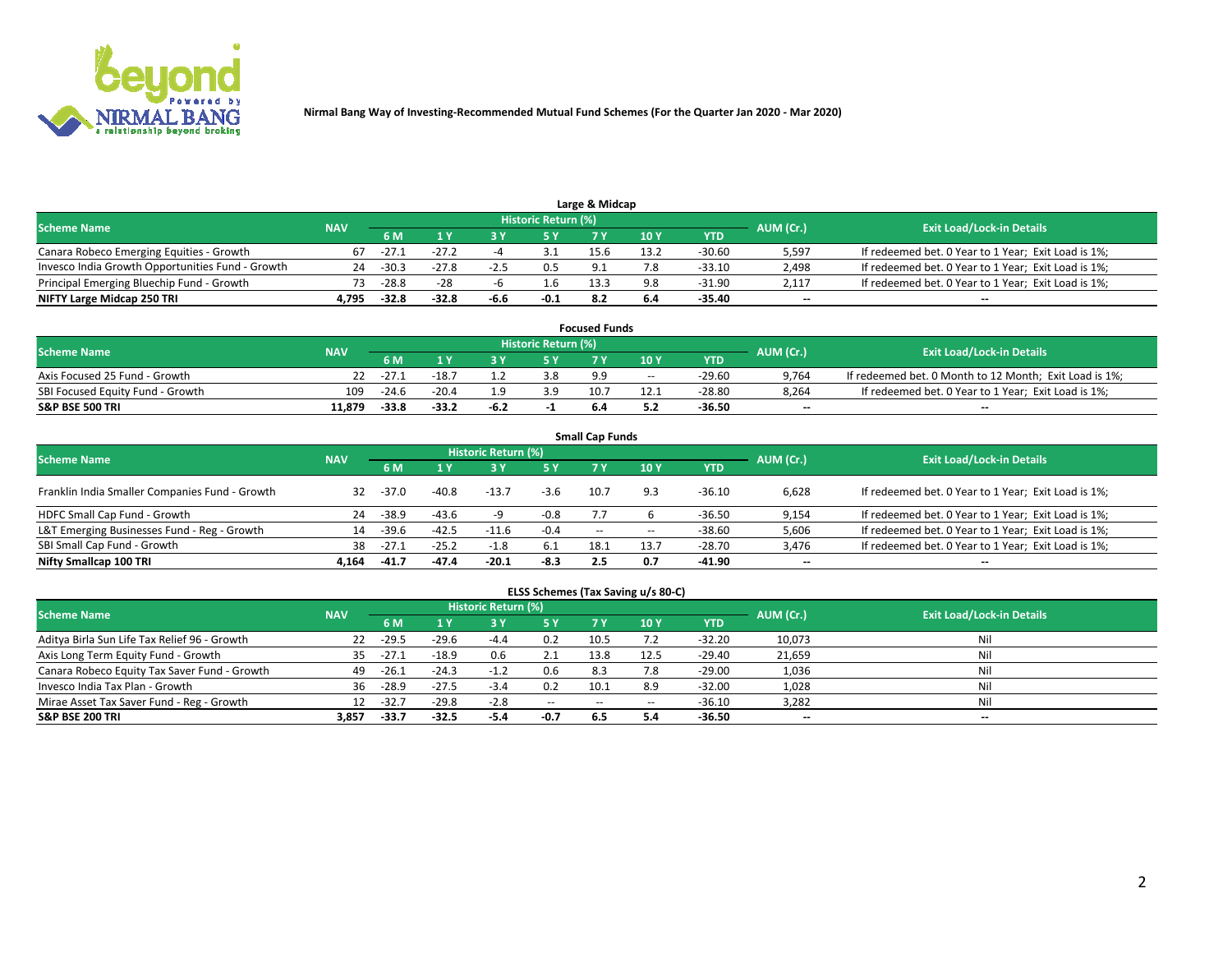Nirmal Bang Way of Investing-Recommended Mutual Fund Schemes (For the Quarter Jan 2020 - Mar 2020)

## Large & Midcap

| Scheme Name | NAV | Historic Return (%) | | | | | | | AUM (Cr.) | Exit Load/Lock-in Details |
|---|---|---|---|---|---|---|---|---|---|---|
| | | 6 M | 1 Y | 3 Y | 5 Y | 7 Y | 10 Y | YTD | | |
| Canara Robeco Emerging Equities - Growth | 67 | -27.1 | -27.2 | -4 | 3.1 | 15.6 | 13.2 | -30.60 | 5,597 | If redeemed bet. 0 Year to 1 Year; Exit Load is 1%; |
| Invesco India Growth Opportunities Fund - Growth | 24 | -30.3 | -27.8 | -2.5 | 0.5 | 9.1 | 7.8 | -33.10 | 2,498 | If redeemed bet. 0 Year to 1 Year; Exit Load is 1%; |
| Principal Emerging Bluechip Fund - Growth | 73 | -28.8 | -28 | -6 | 1.6 | 13.3 | 9.8 | -31.90 | 2,117 | If redeemed bet. 0 Year to 1 Year; Exit Load is 1%; |
| **NIFTY Large Midcap 250 TRI** | **4,795** | **-32.8** | **-32.8** | **-6.6** | **-0.1** | **8.2** | **6.4** | **-35.40** | -- | -- |

## Focused Funds

| Scheme Name | NAV | Historic Return (%) | | | | | | | AUM (Cr.) | Exit Load/Lock-in Details |
|---|---|---|---|---|---|---|---|---|---|---|
| | | 6 M | 1 Y | 3 Y | 5 Y | 7 Y | 10 Y | YTD | | |
| Axis Focused 25 Fund - Growth | 22 | -27.1 | -18.7 | 1.2 | 3.8 | 9.9 | -- | -29.60 | 9,764 | If redeemed bet. 0 Month to 12 Month; Exit Load is 1%; |
| SBI Focused Equity Fund - Growth | 109 | -24.6 | -20.4 | 1.9 | 3.9 | 10.7 | 12.1 | -28.80 | 8,264 | If redeemed bet. 0 Year to 1 Year; Exit Load is 1%; |
| **S&P BSE 500 TRI** | **11,879** | **-33.8** | **-33.2** | **-6.2** | **-1** | **6.4** | **5.2** | **-36.50** | -- | -- |

## Small Cap Funds

| Scheme Name | NAV | Historic Return (%) | | | | | | | AUM (Cr.) | Exit Load/Lock-in Details |
|---|---|---|---|---|---|---|---|---|---|---|
| | | 6 M | 1 Y | 3 Y | 5 Y | 7 Y | 10 Y | YTD | | |
| Franklin India Smaller Companies Fund - Growth | 32 | -37.0 | -40.8 | -13.7 | -3.6 | 10.7 | 9.3 | -36.10 | 6,628 | If redeemed bet. 0 Year to 1 Year; Exit Load is 1%; |
| HDFC Small Cap Fund - Growth | 24 | -38.9 | -43.6 | -9 | -0.8 | 7.7 | 6 | -36.50 | 9,154 | If redeemed bet. 0 Year to 1 Year; Exit Load is 1%; |
| L&T Emerging Businesses Fund - Reg - Growth | 14 | -39.6 | -42.5 | -11.6 | -0.4 | -- | -- | -38.60 | 5,606 | If redeemed bet. 0 Year to 1 Year; Exit Load is 1%; |
| SBI Small Cap Fund - Growth | 38 | -27.1 | -25.2 | -1.8 | 6.1 | 18.1 | 13.7 | -28.70 | 3,476 | If redeemed bet. 0 Year to 1 Year; Exit Load is 1%; |
| **Nifty Smallcap 100 TRI** | **4,164** | **-41.7** | **-47.4** | **-20.1** | **-8.3** | **2.5** | **0.7** | **-41.90** | -- | -- |

## ELSS Schemes (Tax Saving u/s 80-C)

| Scheme Name | NAV | Historic Return (%) | | | | | | | AUM (Cr.) | Exit Load/Lock-in Details |
|---|---|---|---|---|---|---|---|---|---|---|
| | | 6 M | 1 Y | 3 Y | 5 Y | 7 Y | 10 Y | YTD | | |
| Aditya Birla Sun Life Tax Relief 96 - Growth | 22 | -29.5 | -29.6 | -4.4 | 0.2 | 10.5 | 7.2 | -32.20 | 10,073 | Nil |
| Axis Long Term Equity Fund - Growth | 35 | -27.1 | -18.9 | 0.6 | 2.1 | 13.8 | 12.5 | -29.40 | 21,659 | Nil |
| Canara Robeco Equity Tax Saver Fund - Growth | 49 | -26.1 | -24.3 | -1.2 | 0.6 | 8.3 | 7.8 | -29.00 | 1,036 | Nil |
| Invesco India Tax Plan - Growth | 36 | -28.9 | -27.5 | -3.4 | 0.2 | 10.1 | 8.9 | -32.00 | 1,028 | Nil |
| Mirae Asset Tax Saver Fund - Reg - Growth | 12 | -32.7 | -29.8 | -2.8 | -- | -- | -- | -36.10 | 3,282 | Nil |
| **S&P BSE 200 TRI** | **3,857** | **-33.7** | **-32.5** | **-5.4** | **-0.7** | **6.5** | **5.4** | **-36.50** | -- | -- |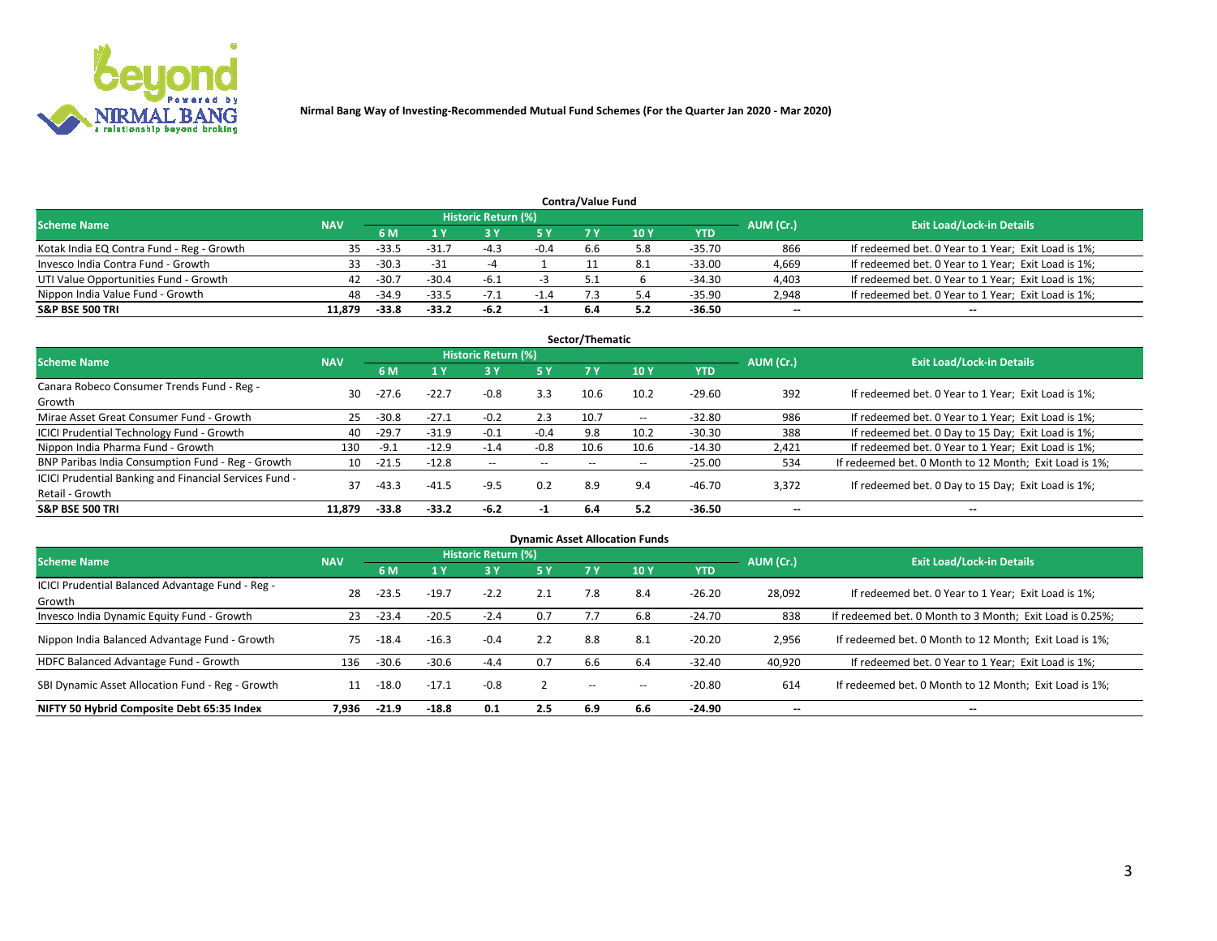Nirmal Bang Way of Investing-Recommended Mutual Fund Schemes (For the Quarter Jan 2020 - Mar 2020)

## Contra/Value Fund

| Scheme Name | NAV | Historic Return (%) | | | | | | | AUM (Cr.) | Exit Load/Lock-in Details |
|---|---|---|---|---|---|---|---|---|---|---|
| | | 6 M | 1 Y | 3 Y | 5 Y | 7 Y | 10 Y | YTD | | |
| Kotak India EQ Contra Fund - Reg - Growth | 35 | -33.5 | -31.7 | -4.3 | -0.4 | 6.6 | 5.8 | -35.70 | 866 | If redeemed bet. 0 Year to 1 Year; Exit Load is 1%; |
| Invesco India Contra Fund - Growth | 33 | -30.3 | -31 | -4 | 1 | 11 | 8.1 | -33.00 | 4,669 | If redeemed bet. 0 Year to 1 Year; Exit Load is 1%; |
| UTI Value Opportunities Fund - Growth | 42 | -30.7 | -30.4 | -6.1 | -3 | 5.1 | 6 | -34.30 | 4,403 | If redeemed bet. 0 Year to 1 Year; Exit Load is 1%; |
| Nippon India Value Fund - Growth | 48 | -34.9 | -33.5 | -7.1 | -1.4 | 7.3 | 5.4 | -35.90 | 2,948 | If redeemed bet. 0 Year to 1 Year; Exit Load is 1%; |
| **S&P BSE 500 TRI** | **11,879** | **-33.8** | **-33.2** | **-6.2** | **-1** | **6.4** | **5.2** | **-36.50** | **--** | **--** |

## Sector/Thematic

| Scheme Name | NAV | Historic Return (%) | | | | | | | AUM (Cr.) | Exit Load/Lock-in Details |
|---|---|---|---|---|---|---|---|---|---|---|
| | | 6 M | 1 Y | 3 Y | 5 Y | 7 Y | 10 Y | YTD | | |
| Canara Robeco Consumer Trends Fund - Reg - Growth | 30 | -27.6 | -22.7 | -0.8 | 3.3 | 10.6 | 10.2 | -29.60 | 392 | If redeemed bet. 0 Year to 1 Year; Exit Load is 1%; |
| Mirae Asset Great Consumer Fund - Growth | 25 | -30.8 | -27.1 | -0.2 | 2.3 | 10.7 | -- | -32.80 | 986 | If redeemed bet. 0 Year to 1 Year; Exit Load is 1%; |
| ICICI Prudential Technology Fund - Growth | 40 | -29.7 | -31.9 | -0.1 | -0.4 | 9.8 | 10.2 | -30.30 | 388 | If redeemed bet. 0 Day to 15 Day; Exit Load is 1%; |
| Nippon India Pharma Fund - Growth | 130 | -9.1 | -12.9 | -1.4 | -0.8 | 10.6 | 10.6 | -14.30 | 2,421 | If redeemed bet. 0 Year to 1 Year; Exit Load is 1%; |
| BNP Paribas India Consumption Fund - Reg - Growth | 10 | -21.5 | -12.8 | -- | -- | -- | -- | -25.00 | 534 | If redeemed bet. 0 Month to 12 Month; Exit Load is 1%; |
| ICICI Prudential Banking and Financial Services Fund - Retail - Growth | 37 | -43.3 | -41.5 | -9.5 | 0.2 | 8.9 | 9.4 | -46.70 | 3,372 | If redeemed bet. 0 Day to 15 Day; Exit Load is 1%; |
| **S&P BSE 500 TRI** | **11,879** | **-33.8** | **-33.2** | **-6.2** | **-1** | **6.4** | **5.2** | **-36.50** | **--** | **--** |

## Dynamic Asset Allocation Funds

| Scheme Name | NAV | Historic Return (%) | | | | | | | AUM (Cr.) | Exit Load/Lock-in Details |
|---|---|---|---|---|---|---|---|---|---|---|
| | | 6 M | 1 Y | 3 Y | 5 Y | 7 Y | 10 Y | YTD | | |
| ICICI Prudential Balanced Advantage Fund - Reg - Growth | 28 | -23.5 | -19.7 | -2.2 | 2.1 | 7.8 | 8.4 | -26.20 | 28,092 | If redeemed bet. 0 Year to 1 Year; Exit Load is 1%; |
| Invesco India Dynamic Equity Fund - Growth | 23 | -23.4 | -20.5 | -2.4 | 0.7 | 7.7 | 6.8 | -24.70 | 838 | If redeemed bet. 0 Month to 3 Month; Exit Load is 0.25%; |
| Nippon India Balanced Advantage Fund - Growth | 75 | -18.4 | -16.3 | -0.4 | 2.2 | 8.8 | 8.1 | -20.20 | 2,956 | If redeemed bet. 0 Month to 12 Month; Exit Load is 1%; |
| HDFC Balanced Advantage Fund - Growth | 136 | -30.6 | -30.6 | -4.4 | 0.7 | 6.6 | 6.4 | -32.40 | 40,920 | If redeemed bet. 0 Year to 1 Year; Exit Load is 1%; |
| SBI Dynamic Asset Allocation Fund - Reg - Growth | 11 | -18.0 | -17.1 | -0.8 | 2 | -- | -- | -20.80 | 614 | If redeemed bet. 0 Month to 12 Month; Exit Load is 1%; |
| **NIFTY 50 Hybrid Composite Debt 65:35 Index** | **7,936** | **-21.9** | **-18.8** | **0.1** | **2.5** | **6.9** | **6.6** | **-24.90** | **--** | **--** |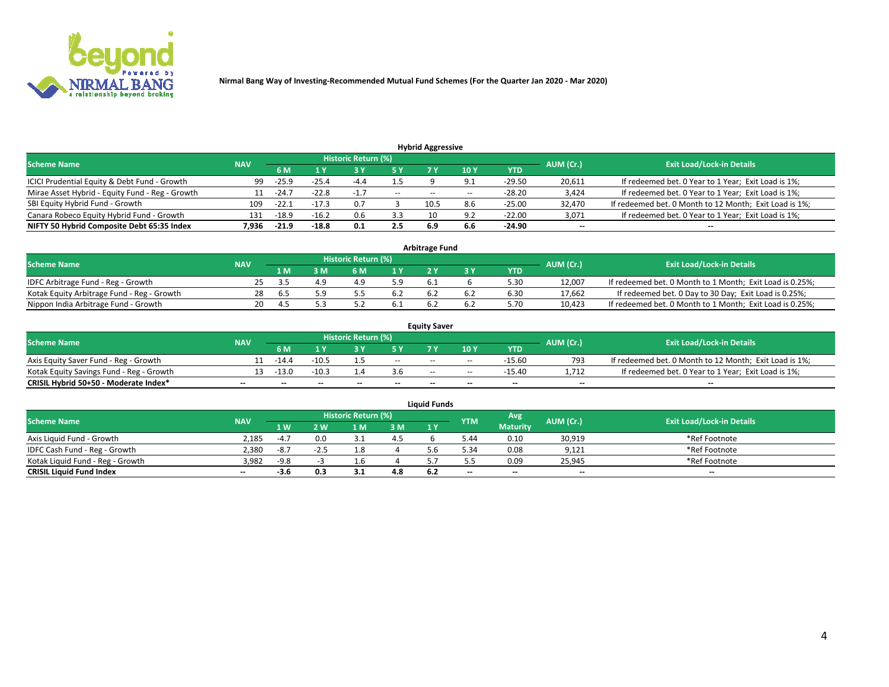Nirmal Bang Way of Investing-Recommended Mutual Fund Schemes (For the Quarter Jan 2020 - Mar 2020)

### Hybrid Aggressive

| Scheme Name | NAV | Historic Return (%) | | | | | | | AUM (Cr.) | Exit Load/Lock-in Details |
|---|---|---|---|---|---|---|---|---|---|---|
| | | 6 M | 1 Y | 3 Y | 5 Y | 7 Y | 10 Y | YTD | | |
| ICICI Prudential Equity & Debt Fund - Growth | 99 | -25.9 | -25.4 | -4.4 | 1.5 | 9 | 9.1 | -29.50 | 20,611 | If redeemed bet. 0 Year to 1 Year; Exit Load is 1%; |
| Mirae Asset Hybrid - Equity Fund - Reg - Growth | 11 | -24.7 | -22.8 | -1.7 | -- | -- | -- | -28.20 | 3,424 | If redeemed bet. 0 Year to 1 Year; Exit Load is 1%; |
| SBI Equity Hybrid Fund - Growth | 109 | -22.1 | -17.3 | 0.7 | 3 | 10.5 | 8.6 | -25.00 | 32,470 | If redeemed bet. 0 Month to 12 Month; Exit Load is 1%; |
| Canara Robeco Equity Hybrid Fund - Growth | 131 | -18.9 | -16.2 | 0.6 | 3.3 | 10 | 9.2 | -22.00 | 3,071 | If redeemed bet. 0 Year to 1 Year; Exit Load is 1%; |
| **NIFTY 50 Hybrid Composite Debt 65:35 Index** | **7,936** | **-21.9** | **-18.8** | **0.1** | **2.5** | **6.9** | **6.6** | **-24.90** | **--** | **--** |

### Arbitrage Fund

| Scheme Name | NAV | Historic Return (%) | | | | | | | AUM (Cr.) | Exit Load/Lock-in Details |
|---|---|---|---|---|---|---|---|---|---|---|
| | | 1 M | 3 M | 6 M | 1 Y | 2 Y | 3 Y | YTD | | |
| IDFC Arbitrage Fund - Reg - Growth | 25 | 3.5 | 4.9 | 4.9 | 5.9 | 6.1 | 6 | 5.30 | 12,007 | If redeemed bet. 0 Month to 1 Month; Exit Load is 0.25%; |
| Kotak Equity Arbitrage Fund - Reg - Growth | 28 | 6.5 | 5.9 | 5.5 | 6.2 | 6.2 | 6.2 | 6.30 | 17,662 | If redeemed bet. 0 Day to 30 Day; Exit Load is 0.25%; |
| Nippon India Arbitrage Fund - Growth | 20 | 4.5 | 5.3 | 5.2 | 6.1 | 6.2 | 6.2 | 5.70 | 10,423 | If redeemed bet. 0 Month to 1 Month; Exit Load is 0.25%; |

### Equity Saver

| Scheme Name | NAV | Historic Return (%) | | | | | | | AUM (Cr.) | Exit Load/Lock-in Details |
|---|---|---|---|---|---|---|---|---|---|---|
| | | 6 M | 1 Y | 3 Y | 5 Y | 7 Y | 10 Y | YTD | | |
| Axis Equity Saver Fund - Reg - Growth | 11 | -14.4 | -10.5 | 1.5 | -- | -- | -- | -15.60 | 793 | If redeemed bet. 0 Month to 12 Month; Exit Load is 1%; |
| Kotak Equity Savings Fund - Reg - Growth | 13 | -13.0 | -10.3 | 1.4 | 3.6 | -- | -- | -15.40 | 1,712 | If redeemed bet. 0 Year to 1 Year; Exit Load is 1%; |
| **CRISIL Hybrid 50+50 - Moderate Index*** | **--** | **--** | **--** | **--** | **--** | **--** | **--** | **--** | **--** | **--** |

### Liquid Funds

| Scheme Name | NAV | Historic Return (%) | | | | | YTM | Avg Maturity | AUM (Cr.) | Exit Load/Lock-in Details |
|---|---|---|---|---|---|---|---|---|---|---|
| | | 1 W | 2 W | 1 M | 3 M | 1 Y | | | | |
| Axis Liquid Fund - Growth | 2,185 | -4.7 | 0.0 | 3.1 | 4.5 | 6 | 5.44 | 0.10 | 30,919 | *Ref Footnote |
| IDFC Cash Fund - Reg - Growth | 2,380 | -8.7 | -2.5 | 1.8 | 4 | 5.6 | 5.34 | 0.08 | 9,121 | *Ref Footnote |
| Kotak Liquid Fund - Reg - Growth | 3,982 | -9.8 | -3 | 1.6 | 4 | 5.7 | 5.5 | 0.09 | 25,945 | *Ref Footnote |
| **CRISIL Liquid Fund Index** | **--** | **-3.6** | **0.3** | **3.1** | **4.8** | **6.2** | **--** | **--** | **--** | **--** |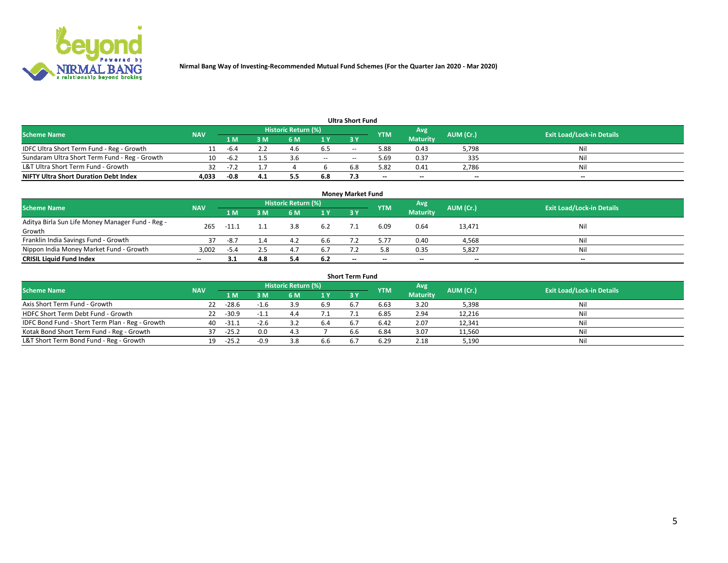Nirmal Bang Way of Investing-Recommended Mutual Fund Schemes (For the Quarter Jan 2020 - Mar 2020)

## Ultra Short Fund

| Scheme Name | NAV | Historic Return (%) | | | | | YTM | Avg Maturity | AUM (Cr.) | Exit Load/Lock-in Details |
|---|---|---|---|---|---|---|---|---|---|---|
| | | 1 M | 3 M | 6 M | 1 Y | 3 Y | | | | |
| IDFC Ultra Short Term Fund - Reg - Growth | 11 | -6.4 | 2.2 | 4.6 | 6.5 | -- | 5.88 | 0.43 | 5,798 | Nil |
| Sundaram Ultra Short Term Fund - Reg - Growth | 10 | -6.2 | 1.5 | 3.6 | -- | -- | 5.69 | 0.37 | 335 | Nil |
| L&T Ultra Short Term Fund - Growth | 32 | -7.2 | 1.7 | 4 | 6 | 6.8 | 5.82 | 0.41 | 2,786 | Nil |
| **NIFTY Ultra Short Duration Debt Index** | **4,033** | **-0.8** | **4.1** | **5.5** | **6.8** | **7.3** | **--** | **--** | **--** | **--** |

## Money Market Fund

| Scheme Name | NAV | Historic Return (%) | | | | | YTM | Avg Maturity | AUM (Cr.) | Exit Load/Lock-in Details |
|---|---|---|---|---|---|---|---|---|---|---|
| | | 1 M | 3 M | 6 M | 1 Y | 3 Y | | | | |
| Aditya Birla Sun Life Money Manager Fund - Reg - Growth | 265 | -11.1 | 1.1 | 3.8 | 6.2 | 7.1 | 6.09 | 0.64 | 13,471 | Nil |
| Franklin India Savings Fund - Growth | 37 | -8.7 | 1.4 | 4.2 | 6.6 | 7.2 | 5.77 | 0.40 | 4,568 | Nil |
| Nippon India Money Market Fund - Growth | 3,002 | -5.4 | 2.5 | 4.7 | 6.7 | 7.2 | 5.8 | 0.35 | 5,827 | Nil |
| **CRISIL Liquid Fund Index** | **--** | **3.1** | **4.8** | **5.4** | **6.2** | **--** | **--** | **--** | **--** | **--** |

## Short Term Fund

| Scheme Name | NAV | Historic Return (%) | | | | | YTM | Avg Maturity | AUM (Cr.) | Exit Load/Lock-in Details |
|---|---|---|---|---|---|---|---|---|---|---|
| | | 1 M | 3 M | 6 M | 1 Y | 3 Y | | | | |
| Axis Short Term Fund - Growth | 22 | -28.6 | -1.6 | 3.9 | 6.9 | 6.7 | 6.63 | 3.20 | 5,398 | Nil |
| HDFC Short Term Debt Fund - Growth | 22 | -30.9 | -1.1 | 4.4 | 7.1 | 7.1 | 6.85 | 2.94 | 12,216 | Nil |
| IDFC Bond Fund - Short Term Plan - Reg - Growth | 40 | -31.1 | -2.6 | 3.2 | 6.4 | 6.7 | 6.42 | 2.07 | 12,341 | Nil |
| Kotak Bond Short Term Fund - Reg - Growth | 37 | -25.2 | 0.0 | 4.3 | 7 | 6.6 | 6.84 | 3.07 | 11,560 | Nil |
| L&T Short Term Bond Fund - Reg - Growth | 19 | -25.2 | -0.9 | 3.8 | 6.6 | 6.7 | 6.29 | 2.18 | 5,190 | Nil |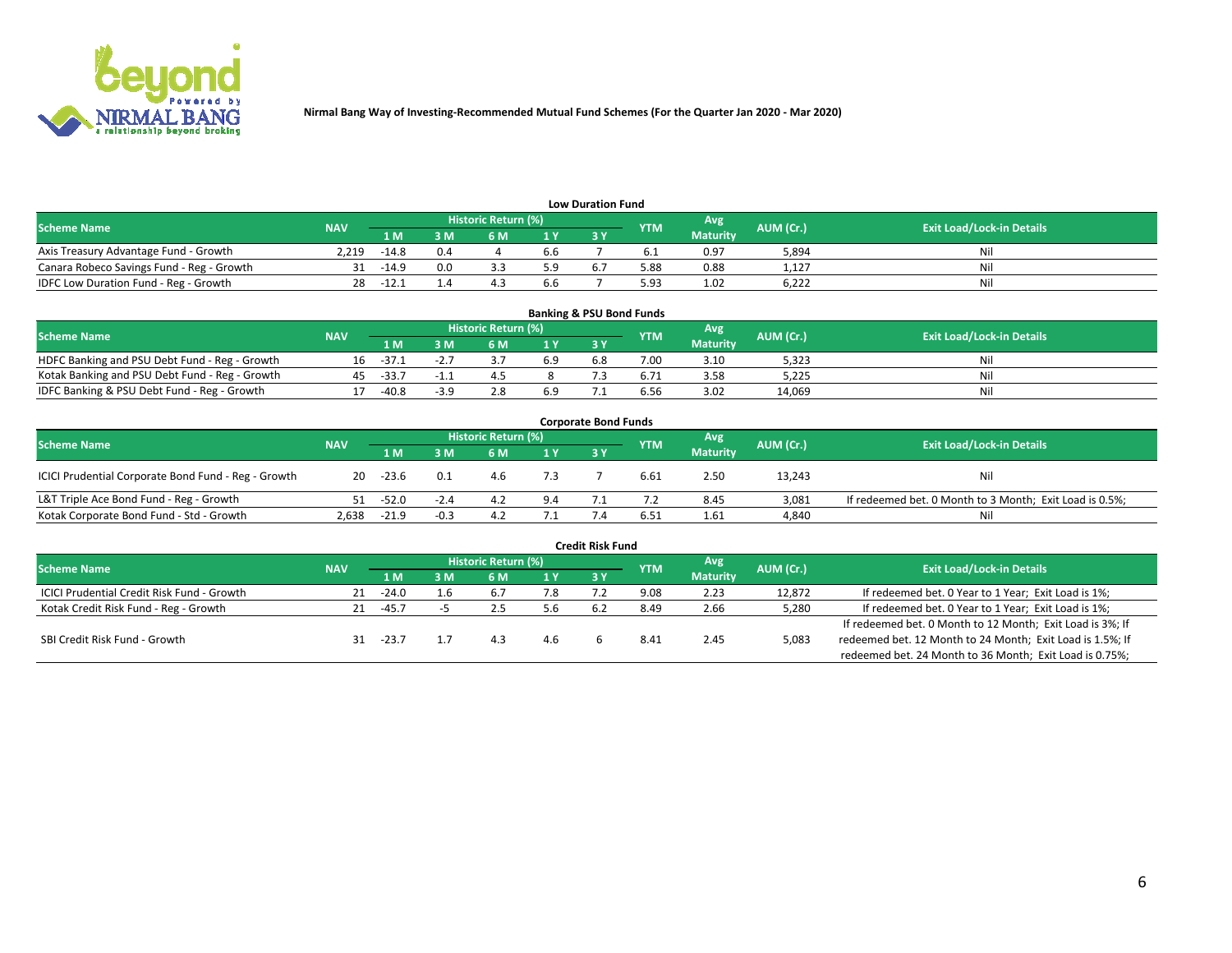Nirmal Bang Way of Investing-Recommended Mutual Fund Schemes (For the Quarter Jan 2020 - Mar 2020)

## Low Duration Fund

| Scheme Name | NAV | Historic Return (%) | | | | | YTM | Avg Maturity | AUM (Cr.) | Exit Load/Lock-in Details |
|---|---|---|---|---|---|---|---|---|---|---|
| | | 1 M | 3 M | 6 M | 1 Y | 3 Y | | | | |
| Axis Treasury Advantage Fund - Growth | 2,219 | -14.8 | 0.4 | 4 | 6.6 | 7 | 6.1 | 0.97 | 5,894 | Nil |
| Canara Robeco Savings Fund - Reg - Growth | 31 | -14.9 | 0.0 | 3.3 | 5.9 | 6.7 | 5.88 | 0.88 | 1,127 | Nil |
| IDFC Low Duration Fund - Reg - Growth | 28 | -12.1 | 1.4 | 4.3 | 6.6 | 7 | 5.93 | 1.02 | 6,222 | Nil |

## Banking & PSU Bond Funds

| Scheme Name | NAV | Historic Return (%) | | | | | YTM | Avg Maturity | AUM (Cr.) | Exit Load/Lock-in Details |
|---|---|---|---|---|---|---|---|---|---|---|
| | | 1 M | 3 M | 6 M | 1 Y | 3 Y | | | | |
| HDFC Banking and PSU Debt Fund - Reg - Growth | 16 | -37.1 | -2.7 | 3.7 | 6.9 | 6.8 | 7.00 | 3.10 | 5,323 | Nil |
| Kotak Banking and PSU Debt Fund - Reg - Growth | 45 | -33.7 | -1.1 | 4.5 | 8 | 7.3 | 6.71 | 3.58 | 5,225 | Nil |
| IDFC Banking & PSU Debt Fund - Reg - Growth | 17 | -40.8 | -3.9 | 2.8 | 6.9 | 7.1 | 6.56 | 3.02 | 14,069 | Nil |

## Corporate Bond Funds

| Scheme Name | NAV | Historic Return (%) | | | | | YTM | Avg Maturity | AUM (Cr.) | Exit Load/Lock-in Details |
|---|---|---|---|---|---|---|---|---|---|---|
| | | 1 M | 3 M | 6 M | 1 Y | 3 Y | | | | |
| ICICI Prudential Corporate Bond Fund - Reg - Growth | 20 | -23.6 | 0.1 | 4.6 | 7.3 | 7 | 6.61 | 2.50 | 13,243 | Nil |
| L&T Triple Ace Bond Fund - Reg - Growth | 51 | -52.0 | -2.4 | 4.2 | 9.4 | 7.1 | 7.2 | 8.45 | 3,081 | If redeemed bet. 0 Month to 3 Month; Exit Load is 0.5%; |
| Kotak Corporate Bond Fund - Std - Growth | 2,638 | -21.9 | -0.3 | 4.2 | 7.1 | 7.4 | 6.51 | 1.61 | 4,840 | Nil |

## Credit Risk Fund

| Scheme Name | NAV | Historic Return (%) | | | | | YTM | Avg Maturity | AUM (Cr.) | Exit Load/Lock-in Details |
|---|---|---|---|---|---|---|---|---|---|---|
| | | 1 M | 3 M | 6 M | 1 Y | 3 Y | | | | |
| ICICI Prudential Credit Risk Fund - Growth | 21 | -24.0 | 1.6 | 6.7 | 7.8 | 7.2 | 9.08 | 2.23 | 12,872 | If redeemed bet. 0 Year to 1 Year; Exit Load is 1%; |
| Kotak Credit Risk Fund - Reg - Growth | 21 | -45.7 | -5 | 2.5 | 5.6 | 6.2 | 8.49 | 2.66 | 5,280 | If redeemed bet. 0 Year to 1 Year; Exit Load is 1%; |
| SBI Credit Risk Fund - Growth | 31 | -23.7 | 1.7 | 4.3 | 4.6 | 6 | 8.41 | 2.45 | 5,083 | If redeemed bet. 0 Month to 12 Month; Exit Load is 3%; If redeemed bet. 12 Month to 24 Month; Exit Load is 1.5%; If redeemed bet. 24 Month to 36 Month; Exit Load is 0.75%; |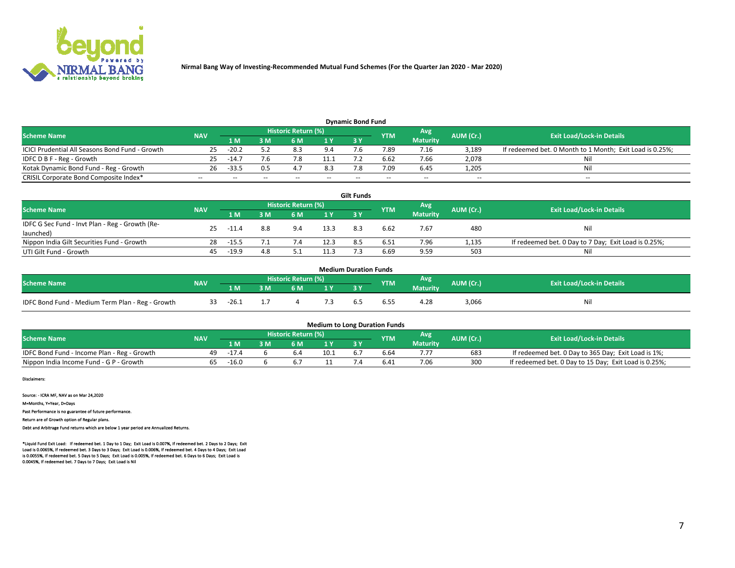Nirmal Bang Way of Investing-Recommended Mutual Fund Schemes (For the Quarter Jan 2020 - Mar 2020)

### Dynamic Bond Fund

| Scheme Name | NAV | Historic Return (%) | | | | | YTM | Avg Maturity | AUM (Cr.) | Exit Load/Lock-in Details |
|---|---|---|---|---|---|---|---|---|---|---|
| | | 1 M | 3 M | 6 M | 1 Y | 3 Y | | | | |
| ICICI Prudential All Seasons Bond Fund - Growth | 25 | -20.2 | 5.2 | 8.3 | 9.4 | 7.6 | 7.89 | 7.16 | 3,189 | If redeemed bet. 0 Month to 1 Month; Exit Load is 0.25%; |
| IDFC D B F - Reg - Growth | 25 | -14.7 | 7.6 | 7.8 | 11.1 | 7.2 | 6.62 | 7.66 | 2,078 | Nil |
| Kotak Dynamic Bond Fund - Reg - Growth | 26 | -33.5 | 0.5 | 4.7 | 8.3 | 7.8 | 7.09 | 6.45 | 1,205 | Nil |
| CRISIL Corporate Bond Composite Index* | -- | -- | -- | -- | -- | -- | -- | -- | -- | -- |

### Gilt Funds

| Scheme Name | NAV | Historic Return (%) | | | | | YTM | Avg Maturity | AUM (Cr.) | Exit Load/Lock-in Details |
|---|---|---|---|---|---|---|---|---|---|---|
| | | 1 M | 3 M | 6 M | 1 Y | 3 Y | | | | |
| IDFC G Sec Fund - Invt Plan - Reg - Growth (Re-launched) | 25 | -11.4 | 8.8 | 9.4 | 13.3 | 8.3 | 6.62 | 7.67 | 480 | Nil |
| Nippon India Gilt Securities Fund - Growth | 28 | -15.5 | 7.1 | 7.4 | 12.3 | 8.5 | 6.51 | 7.96 | 1,135 | If redeemed bet. 0 Day to 7 Day; Exit Load is 0.25%; |
| UTI Gilt Fund - Growth | 45 | -19.9 | 4.8 | 5.1 | 11.3 | 7.3 | 6.69 | 9.59 | 503 | Nil |

### Medium Duration Funds

| Scheme Name | NAV | Historic Return (%) | | | | | YTM | Avg Maturity | AUM (Cr.) | Exit Load/Lock-in Details |
|---|---|---|---|---|---|---|---|---|---|---|
| | | 1 M | 3 M | 6 M | 1 Y | 3 Y | | | | |
| IDFC Bond Fund - Medium Term Plan - Reg - Growth | 33 | -26.1 | 1.7 | 4 | 7.3 | 6.5 | 6.55 | 4.28 | 3,066 | Nil |

### Medium to Long Duration Funds

| Scheme Name | NAV | Historic Return (%) | | | | | YTM | Avg Maturity | AUM (Cr.) | Exit Load/Lock-in Details |
|---|---|---|---|---|---|---|---|---|---|---|
| | | 1 M | 3 M | 6 M | 1 Y | 3 Y | | | | |
| IDFC Bond Fund - Income Plan - Reg - Growth | 49 | -17.4 | 6 | 6.4 | 10.1 | 6.7 | 6.64 | 7.77 | 683 | If redeemed bet. 0 Day to 365 Day; Exit Load is 1%; |
| Nippon India Income Fund - G P - Growth | 65 | -16.0 | 6 | 6.7 | 11 | 7.4 | 6.41 | 7.06 | 300 | If redeemed bet. 0 Day to 15 Day; Exit Load is 0.25%; |

Disclaimers:

Source: - ICRA MF, NAV as on Mar 24,2020

M=Months, Y=Year, D=Days

Past Performance is no guarantee of future performance.

Return are of Growth option of Regular plans.

Debt and Arbitrage Fund returns which are below 1 year period are Annualized Returns.

*Liquid Fund Exit Load: If redeemed bet. 1 Day to 1 Day; Exit Load is 0.007%, If redeemed bet. 2 Days to 2 Days; Exit Load is 0.0065%, If redeemed bet. 3 Days to 3 Days; Exit Load is 0.006%, If redeemed bet. 4 Days to 4 Days; Exit Load is 0.0055%, If redeemed bet. 5 Days to 5 Days; Exit Load is 0.005%, If redeemed bet. 6 Days to 6 Days; Exit Load is 0.0045%, If redeemed bet. 7 Days to 7 Days; Exit Load is Nil